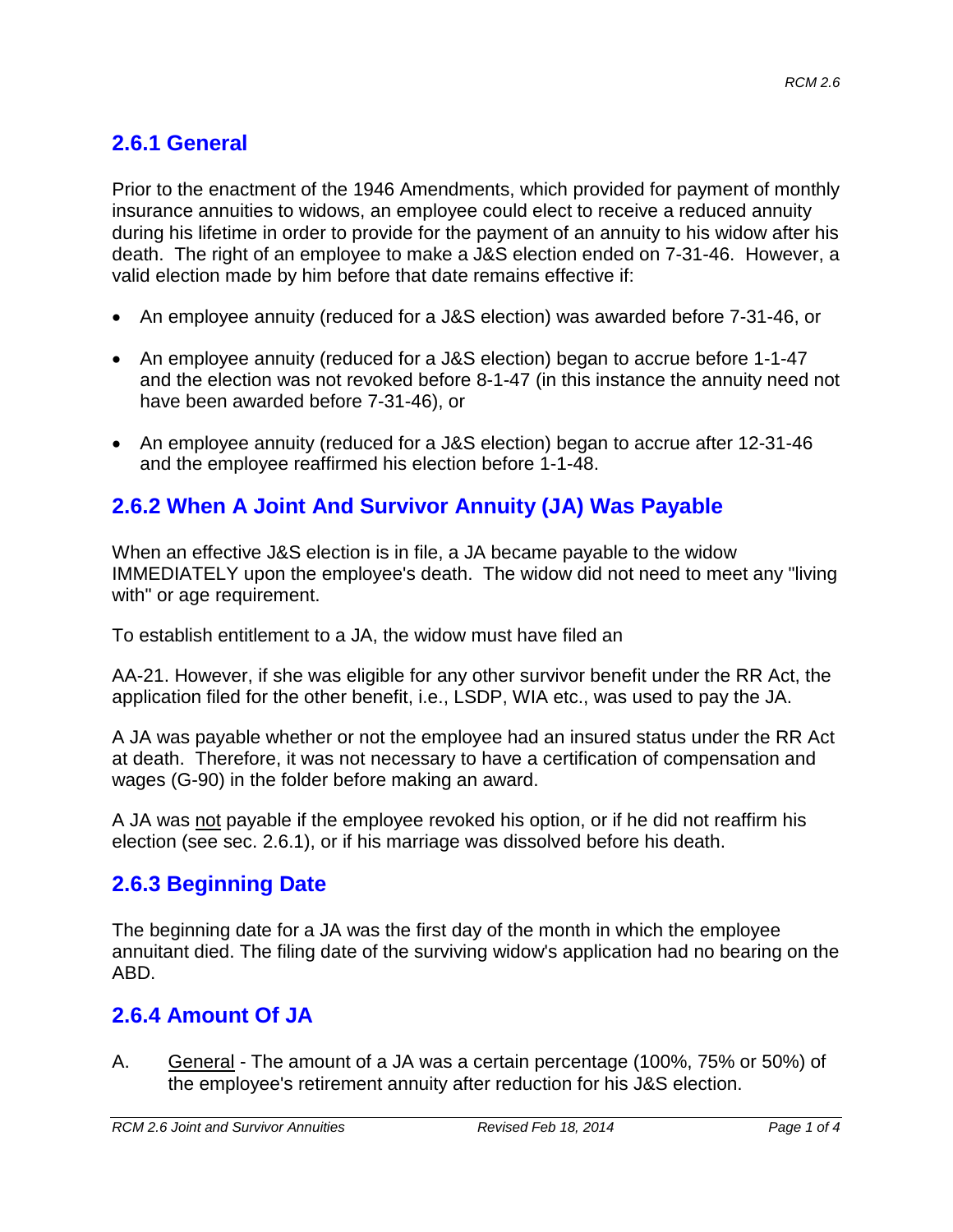## 2.6.1 General

Prior to the enactment of the 1946 Amendments, which provided for payment of monthly insurance annuities to widows, an employee could elect to receive a reduced annuity during his lifetime in order to provide for the payment of an annuity to his widow after his death. The right of an employee to make a J&S election ended on 7-31-46. However, a valid election made by him before that date remains effective if:

- An employee annuity (reduced for a J&S election) was awarded before 7-31-46, or
- An employee annuity (reduced for a J&S election) began to accrue before 1-1-47 and the election was not revoked before 8-1-47 (in this instance the annuity need not have been awarded before 7-31-46), or
- An employee annuity (reduced for a J&S election) began to accrue after 12-31-46 and the employee reaffirmed his election before 1-1-48.

## 2.6.2 When A Joint And Survivor Annuity (JA) Was Payable

When an effective J&S election is in file, a JA became payable to the widow IMMEDIATELY upon the employee's death. The widow did not need to meet any "living with" or age requirement.

To establish entitlement to a JA, the widow must have filed an

AA-21. However, if she was eligible for any other survivor benefit under the RR Act, the application filed for the other benefit, i.e., LSDP, WIA etc., was used to pay the JA.

A JA was payable whether or not the employee had an insured status under the RR Act at death. Therefore, it was not necessary to have a certification of compensation and wages (G-90) in the folder before making an award.

A JA was not payable if the employee revoked his option, or if he did not reaffirm his election (see sec. 2.6.1), or if his marriage was dissolved before his death.

## 2.6.3 Beginning Date

The beginning date for a JA was the first day of the month in which the employee annuitant died. The filing date of the surviving widow's application had no bearing on the ABD.

## 2.6.4 Amount Of JA

A. General - The amount of a JA was a certain percentage (100%, 75% or 50%) of the employee's retirement annuity after reduction for his J&S election.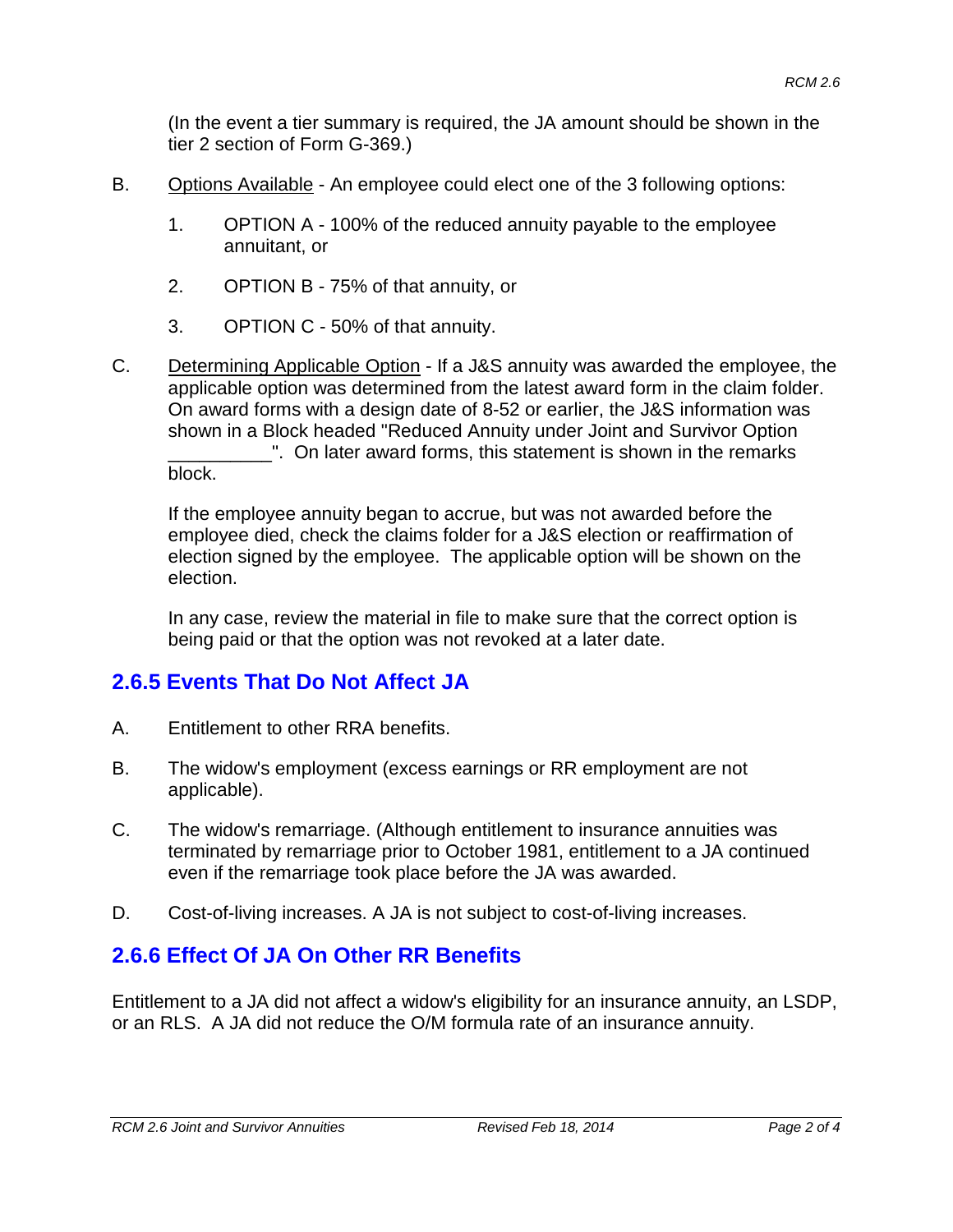(In the event a tier summary is required, the JA amount should be shown in the tier 2 section of Form G-369.)

B. Options Available - An employee could elect one of the 3 following options:

1. OPTION A - 100% of the reduced annuity payable to the employee annuitant, or

2. OPTION B - 75% of that annuity, or

3. OPTION C - 50% of that annuity.

C. Determining Applicable Option - If a J&S annuity was awarded the employee, the applicable option was determined from the latest award form in the claim folder. On award forms with a design date of 8-52 or earlier, the J&S information was shown in a Block headed "Reduced Annuity under Joint and Survivor Option __________". On later award forms, this statement is shown in the remarks block.

If the employee annuity began to accrue, but was not awarded before the employee died, check the claims folder for a J&S election or reaffirmation of election signed by the employee. The applicable option will be shown on the election.

In any case, review the material in file to make sure that the correct option is being paid or that the option was not revoked at a later date.

## 2.6.5 Events That Do Not Affect JA

A. Entitlement to other RRA benefits.

B. The widow's employment (excess earnings or RR employment are not applicable).

C. The widow's remarriage. (Although entitlement to insurance annuities was terminated by remarriage prior to October 1981, entitlement to a JA continued even if the remarriage took place before the JA was awarded.

D. Cost-of-living increases. A JA is not subject to cost-of-living increases.

## 2.6.6 Effect Of JA On Other RR Benefits

Entitlement to a JA did not affect a widow's eligibility for an insurance annuity, an LSDP, or an RLS. A JA did not reduce the O/M formula rate of an insurance annuity.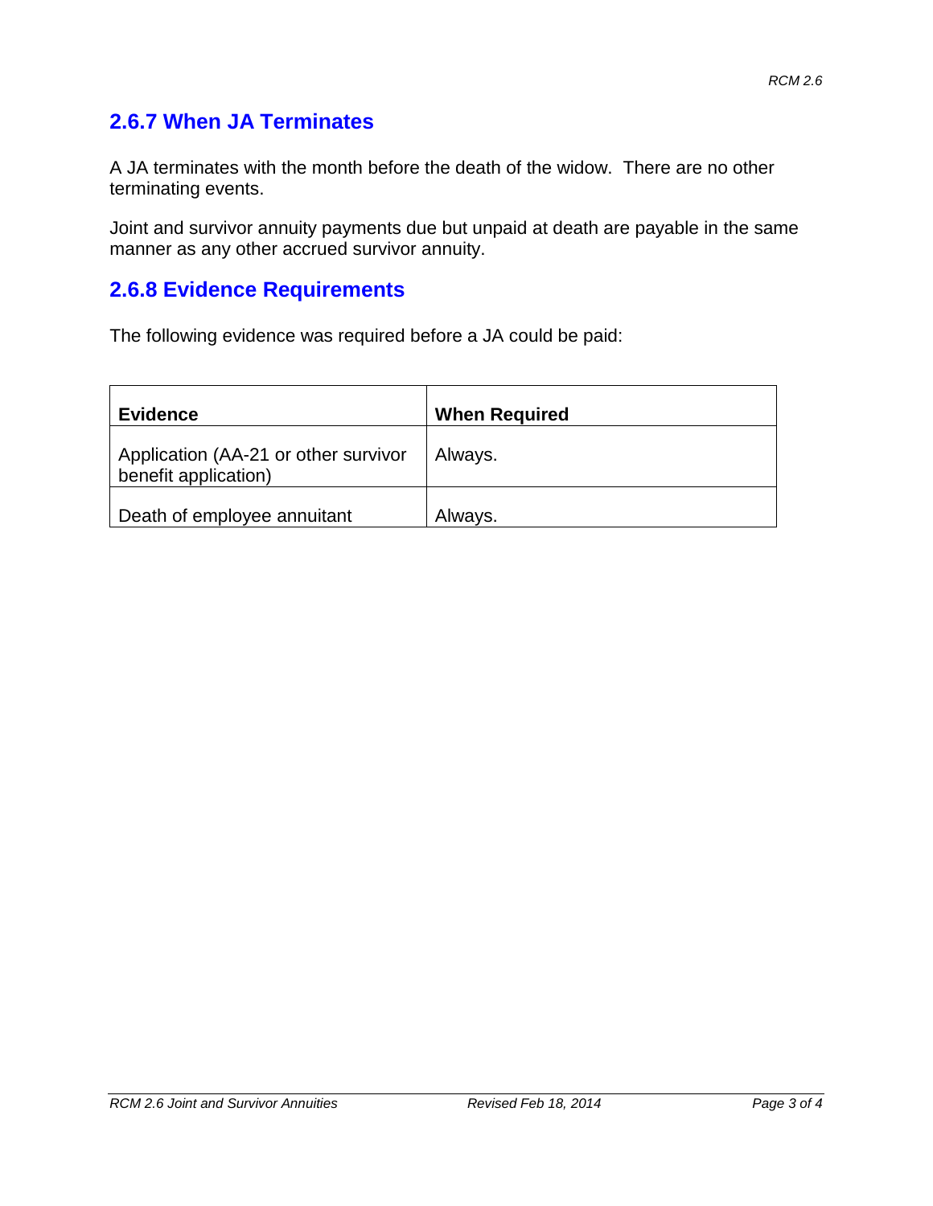## 2.6.7 When JA Terminates

A JA terminates with the month before the death of the widow. There are no other terminating events.

Joint and survivor annuity payments due but unpaid at death are payable in the same manner as any other accrued survivor annuity.

## 2.6.8 Evidence Requirements

The following evidence was required before a JA could be paid:

| Evidence | When Required |
|---|---|
| Application (AA-21 or other survivor benefit application) | Always. |
| Death of employee annuitant | Always. |